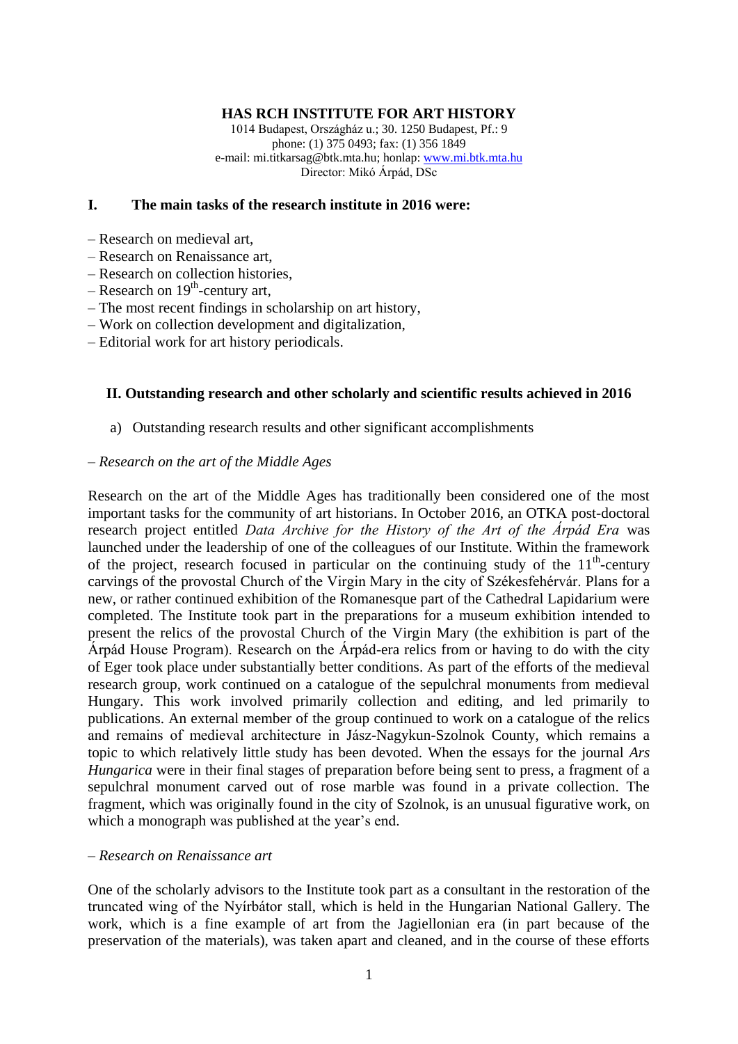**HAS RCH INSTITUTE FOR ART HISTORY**

1014 Budapest, Országház u.; 30. 1250 Budapest, Pf.: 9
phone: (1) 375 0493; fax: (1) 356 1849
e-mail: mi.titkarsag@btk.mta.hu; honlap: www.mi.btk.mta.hu
Director: Mikó Árpád, DSc

## I. The main tasks of the research institute in 2016 were:

– Research on medieval art,
– Research on Renaissance art,
– Research on collection histories,
– Research on 19th-century art,
– The most recent findings in scholarship on art history,
– Work on collection development and digitalization,
– Editorial work for art history periodicals.

## II. Outstanding research and other scholarly and scientific results achieved in 2016

a) Outstanding research results and other significant accomplishments

– *Research on the art of the Middle Ages*

Research on the art of the Middle Ages has traditionally been considered one of the most important tasks for the community of art historians. In October 2016, an OTKA post-doctoral research project entitled *Data Archive for the History of the Art of the Árpád Era* was launched under the leadership of one of the colleagues of our Institute. Within the framework of the project, research focused in particular on the continuing study of the 11th-century carvings of the provostal Church of the Virgin Mary in the city of Székesfehérvár. Plans for a new, or rather continued exhibition of the Romanesque part of the Cathedral Lapidarium were completed. The Institute took part in the preparations for a museum exhibition intended to present the relics of the provostal Church of the Virgin Mary (the exhibition is part of the Árpád House Program). Research on the Árpád-era relics from or having to do with the city of Eger took place under substantially better conditions. As part of the efforts of the medieval research group, work continued on a catalogue of the sepulchral monuments from medieval Hungary. This work involved primarily collection and editing, and led primarily to publications. An external member of the group continued to work on a catalogue of the relics and remains of medieval architecture in Jász-Nagykun-Szolnok County, which remains a topic to which relatively little study has been devoted. When the essays for the journal *Ars Hungarica* were in their final stages of preparation before being sent to press, a fragment of a sepulchral monument carved out of rose marble was found in a private collection. The fragment, which was originally found in the city of Szolnok, is an unusual figurative work, on which a monograph was published at the year's end.

– *Research on Renaissance art*

One of the scholarly advisors to the Institute took part as a consultant in the restoration of the truncated wing of the Nyírbátor stall, which is held in the Hungarian National Gallery. The work, which is a fine example of art from the Jagiellonian era (in part because of the preservation of the materials), was taken apart and cleaned, and in the course of these efforts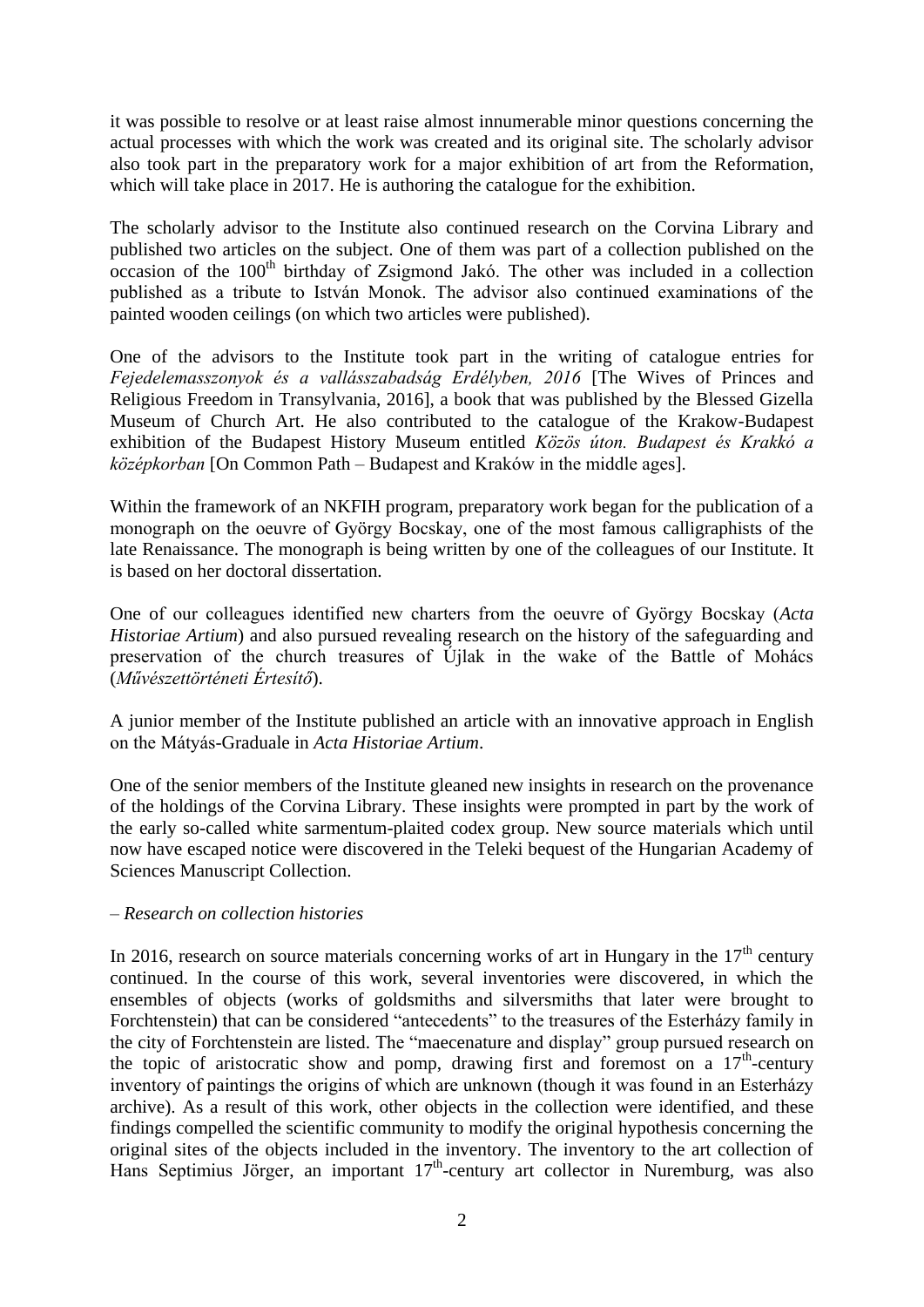it was possible to resolve or at least raise almost innumerable minor questions concerning the actual processes with which the work was created and its original site. The scholarly advisor also took part in the preparatory work for a major exhibition of art from the Reformation, which will take place in 2017. He is authoring the catalogue for the exhibition.

The scholarly advisor to the Institute also continued research on the Corvina Library and published two articles on the subject. One of them was part of a collection published on the occasion of the 100th birthday of Zsigmond Jakó. The other was included in a collection published as a tribute to István Monok. The advisor also continued examinations of the painted wooden ceilings (on which two articles were published).

One of the advisors to the Institute took part in the writing of catalogue entries for *Fejedelemasszonyok és a vallásszabadság Erdélyben, 2016* [The Wives of Princes and Religious Freedom in Transylvania, 2016], a book that was published by the Blessed Gizella Museum of Church Art. He also contributed to the catalogue of the Krakow-Budapest exhibition of the Budapest History Museum entitled *Közös úton. Budapest és Krakkó a középkorban* [On Common Path – Budapest and Kraków in the middle ages].

Within the framework of an NKFIH program, preparatory work began for the publication of a monograph on the oeuvre of György Bocskay, one of the most famous calligraphists of the late Renaissance. The monograph is being written by one of the colleagues of our Institute. It is based on her doctoral dissertation.

One of our colleagues identified new charters from the oeuvre of György Bocskay (*Acta Historiae Artium*) and also pursued revealing research on the history of the safeguarding and preservation of the church treasures of Újlak in the wake of the Battle of Mohács (*Művészettörténeti Értesítő*).

A junior member of the Institute published an article with an innovative approach in English on the Mátyás-Graduale in *Acta Historiae Artium*.

One of the senior members of the Institute gleaned new insights in research on the provenance of the holdings of the Corvina Library. These insights were prompted in part by the work of the early so-called white sarmentum-plaited codex group. New source materials which until now have escaped notice were discovered in the Teleki bequest of the Hungarian Academy of Sciences Manuscript Collection.

– *Research on collection histories*

In 2016, research on source materials concerning works of art in Hungary in the 17th century continued. In the course of this work, several inventories were discovered, in which the ensembles of objects (works of goldsmiths and silversmiths that later were brought to Forchtenstein) that can be considered "antecedents" to the treasures of the Esterházy family in the city of Forchtenstein are listed. The "maecenature and display" group pursued research on the topic of aristocratic show and pomp, drawing first and foremost on a 17th-century inventory of paintings the origins of which are unknown (though it was found in an Esterházy archive). As a result of this work, other objects in the collection were identified, and these findings compelled the scientific community to modify the original hypothesis concerning the original sites of the objects included in the inventory. The inventory to the art collection of Hans Septimius Jörger, an important 17th-century art collector in Nuremburg, was also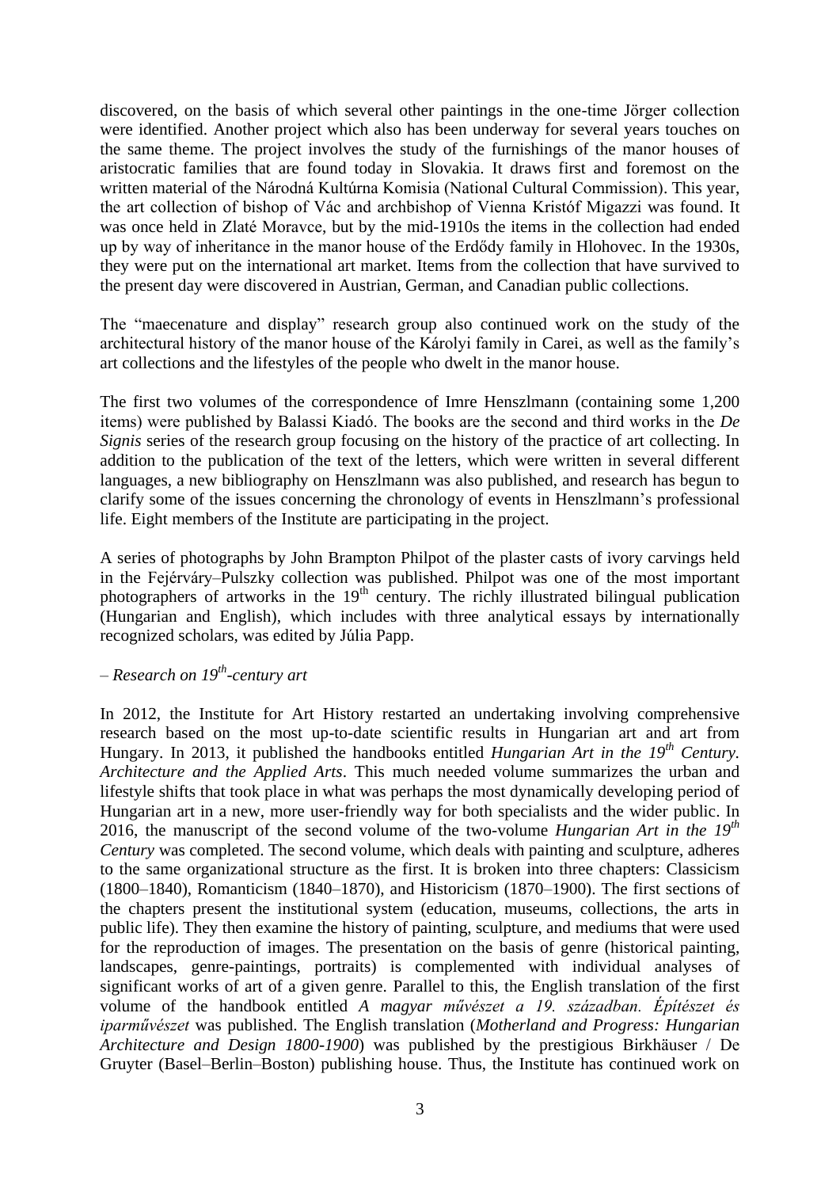discovered, on the basis of which several other paintings in the one-time Jörger collection were identified. Another project which also has been underway for several years touches on the same theme. The project involves the study of the furnishings of the manor houses of aristocratic families that are found today in Slovakia. It draws first and foremost on the written material of the Národná Kultúrna Komisia (National Cultural Commission). This year, the art collection of bishop of Vác and archbishop of Vienna Kristóf Migazzi was found. It was once held in Zlaté Moravce, but by the mid-1910s the items in the collection had ended up by way of inheritance in the manor house of the Erdődy family in Hlohovec. In the 1930s, they were put on the international art market. Items from the collection that have survived to the present day were discovered in Austrian, German, and Canadian public collections.

The "maecenature and display" research group also continued work on the study of the architectural history of the manor house of the Károlyi family in Carei, as well as the family's art collections and the lifestyles of the people who dwelt in the manor house.

The first two volumes of the correspondence of Imre Henszlmann (containing some 1,200 items) were published by Balassi Kiadó. The books are the second and third works in the *De Signis* series of the research group focusing on the history of the practice of art collecting. In addition to the publication of the text of the letters, which were written in several different languages, a new bibliography on Henszlmann was also published, and research has begun to clarify some of the issues concerning the chronology of events in Henszlmann's professional life. Eight members of the Institute are participating in the project.

A series of photographs by John Brampton Philpot of the plaster casts of ivory carvings held in the Fejérváry–Pulszky collection was published. Philpot was one of the most important photographers of artworks in the 19th century. The richly illustrated bilingual publication (Hungarian and English), which includes with three analytical essays by internationally recognized scholars, was edited by Júlia Papp.

*– Research on 19th-century art*

In 2012, the Institute for Art History restarted an undertaking involving comprehensive research based on the most up-to-date scientific results in Hungarian art and art from Hungary. In 2013, it published the handbooks entitled *Hungarian Art in the 19th Century. Architecture and the Applied Arts*. This much needed volume summarizes the urban and lifestyle shifts that took place in what was perhaps the most dynamically developing period of Hungarian art in a new, more user-friendly way for both specialists and the wider public. In 2016, the manuscript of the second volume of the two-volume *Hungarian Art in the 19th Century* was completed. The second volume, which deals with painting and sculpture, adheres to the same organizational structure as the first. It is broken into three chapters: Classicism (1800–1840), Romanticism (1840–1870), and Historicism (1870–1900). The first sections of the chapters present the institutional system (education, museums, collections, the arts in public life). They then examine the history of painting, sculpture, and mediums that were used for the reproduction of images. The presentation on the basis of genre (historical painting, landscapes, genre-paintings, portraits) is complemented with individual analyses of significant works of art of a given genre. Parallel to this, the English translation of the first volume of the handbook entitled *A magyar művészet a 19. században. Építészet és iparművészet* was published. The English translation (*Motherland and Progress: Hungarian Architecture and Design 1800-1900*) was published by the prestigious Birkhäuser / De Gruyter (Basel–Berlin–Boston) publishing house. Thus, the Institute has continued work on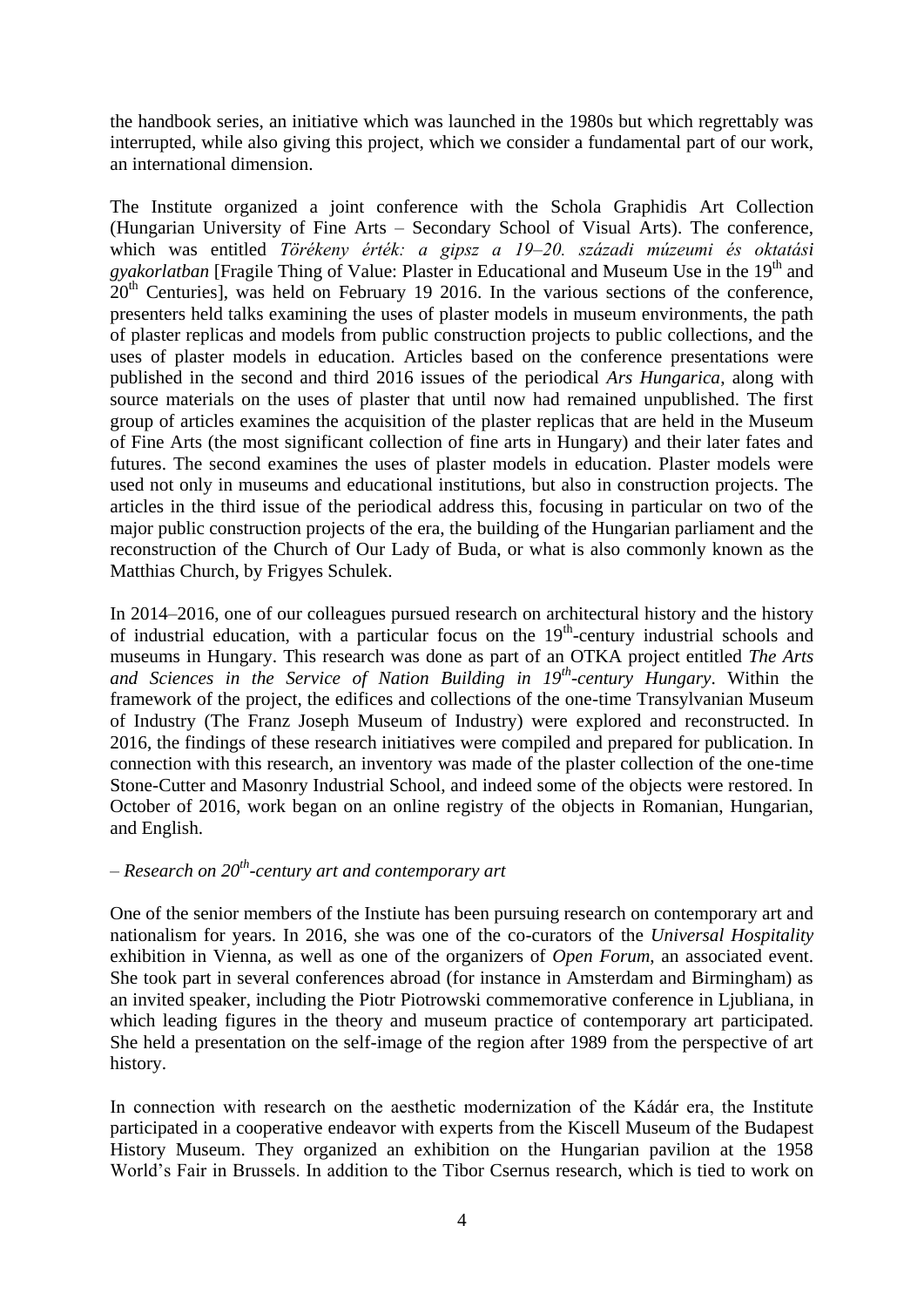the handbook series, an initiative which was launched in the 1980s but which regrettably was interrupted, while also giving this project, which we consider a fundamental part of our work, an international dimension.

The Institute organized a joint conference with the Schola Graphidis Art Collection (Hungarian University of Fine Arts – Secondary School of Visual Arts). The conference, which was entitled *Törékeny érték: a gipsz a 19–20. századi múzeumi és oktatási gyakorlatban* [Fragile Thing of Value: Plaster in Educational and Museum Use in the 19th and 20th Centuries], was held on February 19 2016. In the various sections of the conference, presenters held talks examining the uses of plaster models in museum environments, the path of plaster replicas and models from public construction projects to public collections, and the uses of plaster models in education. Articles based on the conference presentations were published in the second and third 2016 issues of the periodical *Ars Hungarica*, along with source materials on the uses of plaster that until now had remained unpublished. The first group of articles examines the acquisition of the plaster replicas that are held in the Museum of Fine Arts (the most significant collection of fine arts in Hungary) and their later fates and futures. The second examines the uses of plaster models in education. Plaster models were used not only in museums and educational institutions, but also in construction projects. The articles in the third issue of the periodical address this, focusing in particular on two of the major public construction projects of the era, the building of the Hungarian parliament and the reconstruction of the Church of Our Lady of Buda, or what is also commonly known as the Matthias Church, by Frigyes Schulek.

In 2014–2016, one of our colleagues pursued research on architectural history and the history of industrial education, with a particular focus on the 19th-century industrial schools and museums in Hungary. This research was done as part of an OTKA project entitled *The Arts and Sciences in the Service of Nation Building in 19th-century Hungary*. Within the framework of the project, the edifices and collections of the one-time Transylvanian Museum of Industry (The Franz Joseph Museum of Industry) were explored and reconstructed. In 2016, the findings of these research initiatives were compiled and prepared for publication. In connection with this research, an inventory was made of the plaster collection of the one-time Stone-Cutter and Masonry Industrial School, and indeed some of the objects were restored. In October of 2016, work began on an online registry of the objects in Romanian, Hungarian, and English.

*– Research on 20th-century art and contemporary art*

One of the senior members of the Instiute has been pursuing research on contemporary art and nationalism for years. In 2016, she was one of the co-curators of the *Universal Hospitality* exhibition in Vienna, as well as one of the organizers of *Open Forum*, an associated event. She took part in several conferences abroad (for instance in Amsterdam and Birmingham) as an invited speaker, including the Piotr Piotrowski commemorative conference in Ljubliana, in which leading figures in the theory and museum practice of contemporary art participated. She held a presentation on the self-image of the region after 1989 from the perspective of art history.

In connection with research on the aesthetic modernization of the Kádár era, the Institute participated in a cooperative endeavor with experts from the Kiscell Museum of the Budapest History Museum. They organized an exhibition on the Hungarian pavilion at the 1958 World's Fair in Brussels. In addition to the Tibor Csernus research, which is tied to work on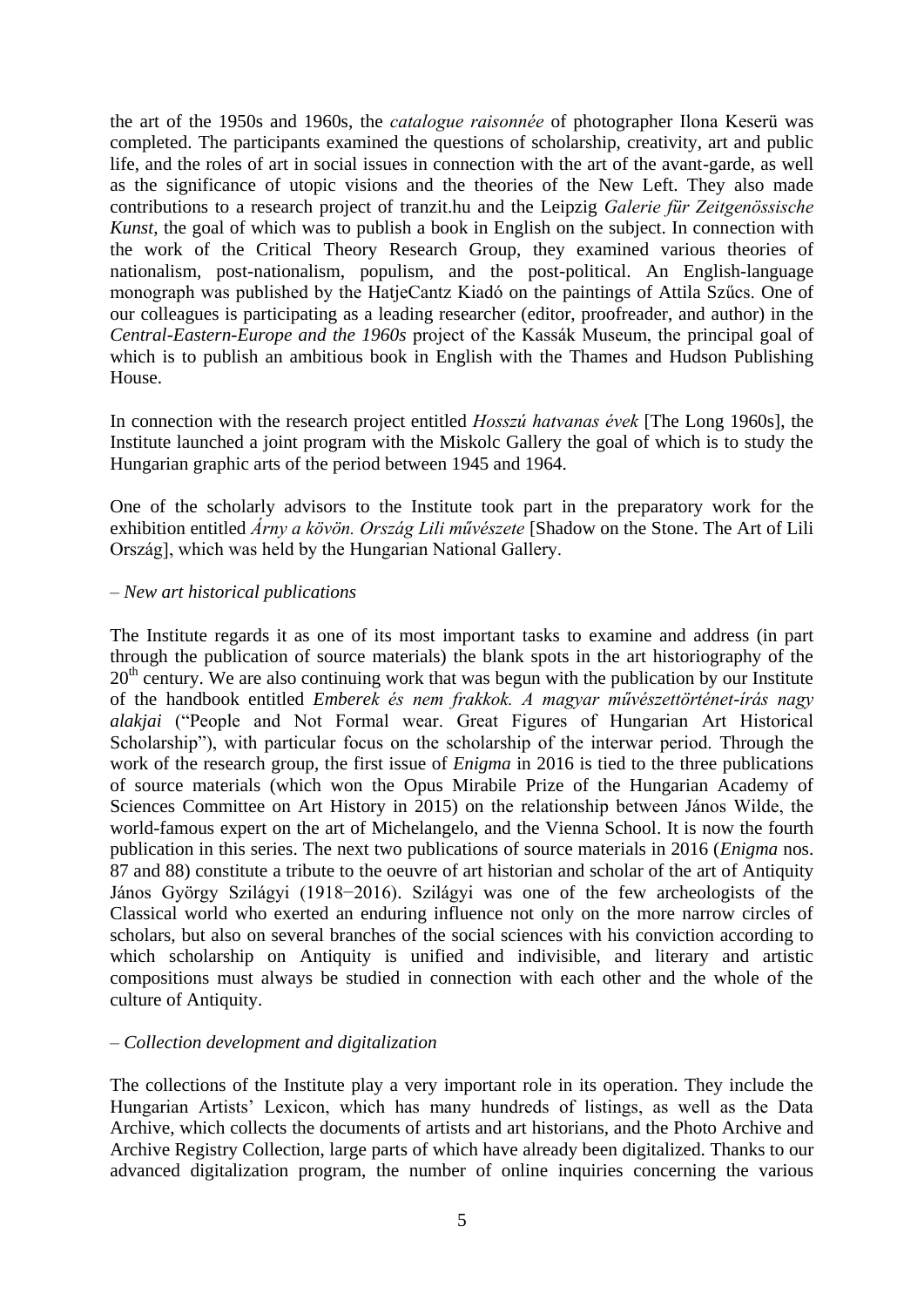the art of the 1950s and 1960s, the *catalogue raisonnée* of photographer Ilona Keserü was completed. The participants examined the questions of scholarship, creativity, art and public life, and the roles of art in social issues in connection with the art of the avant-garde, as well as the significance of utopic visions and the theories of the New Left. They also made contributions to a research project of tranzit.hu and the Leipzig *Galerie für Zeitgenössische Kunst*, the goal of which was to publish a book in English on the subject. In connection with the work of the Critical Theory Research Group, they examined various theories of nationalism, post-nationalism, populism, and the post-political. An English-language monograph was published by the HatjeCantz Kiadó on the paintings of Attila Szűcs. One of our colleagues is participating as a leading researcher (editor, proofreader, and author) in the *Central-Eastern-Europe and the 1960s* project of the Kassák Museum, the principal goal of which is to publish an ambitious book in English with the Thames and Hudson Publishing House.

In connection with the research project entitled *Hosszú hatvanas évek* [The Long 1960s], the Institute launched a joint program with the Miskolc Gallery the goal of which is to study the Hungarian graphic arts of the period between 1945 and 1964.

One of the scholarly advisors to the Institute took part in the preparatory work for the exhibition entitled *Árny a kövön. Ország Lili művészete* [Shadow on the Stone. The Art of Lili Ország], which was held by the Hungarian National Gallery.

– *New art historical publications*

The Institute regards it as one of its most important tasks to examine and address (in part through the publication of source materials) the blank spots in the art historiography of the 20th century. We are also continuing work that was begun with the publication by our Institute of the handbook entitled *Emberek és nem frakkok. A magyar művészettörténet-írás nagy alakjai* ("People and Not Formal wear. Great Figures of Hungarian Art Historical Scholarship"), with particular focus on the scholarship of the interwar period. Through the work of the research group, the first issue of *Enigma* in 2016 is tied to the three publications of source materials (which won the Opus Mirabile Prize of the Hungarian Academy of Sciences Committee on Art History in 2015) on the relationship between János Wilde, the world-famous expert on the art of Michelangelo, and the Vienna School. It is now the fourth publication in this series. The next two publications of source materials in 2016 (*Enigma* nos. 87 and 88) constitute a tribute to the oeuvre of art historian and scholar of the art of Antiquity János György Szilágyi (1918−2016). Szilágyi was one of the few archeologists of the Classical world who exerted an enduring influence not only on the more narrow circles of scholars, but also on several branches of the social sciences with his conviction according to which scholarship on Antiquity is unified and indivisible, and literary and artistic compositions must always be studied in connection with each other and the whole of the culture of Antiquity.

– *Collection development and digitalization*

The collections of the Institute play a very important role in its operation. They include the Hungarian Artists' Lexicon, which has many hundreds of listings, as well as the Data Archive, which collects the documents of artists and art historians, and the Photo Archive and Archive Registry Collection, large parts of which have already been digitalized. Thanks to our advanced digitalization program, the number of online inquiries concerning the various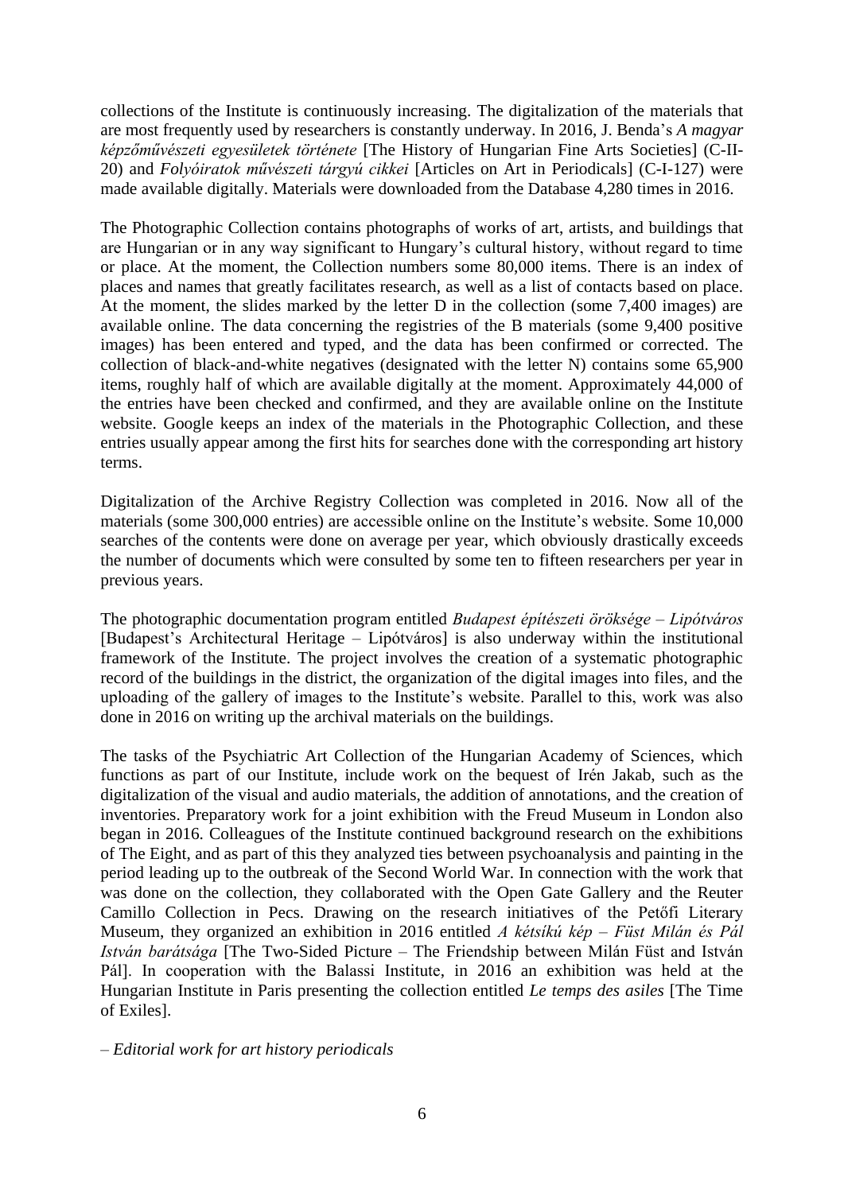collections of the Institute is continuously increasing. The digitalization of the materials that are most frequently used by researchers is constantly underway. In 2016, J. Benda's *A magyar képzőművészeti egyesületek története* [The History of Hungarian Fine Arts Societies] (C-II-20) and *Folyóiratok művészeti tárgyú cikkei* [Articles on Art in Periodicals] (C-I-127) were made available digitally. Materials were downloaded from the Database 4,280 times in 2016.

The Photographic Collection contains photographs of works of art, artists, and buildings that are Hungarian or in any way significant to Hungary's cultural history, without regard to time or place. At the moment, the Collection numbers some 80,000 items. There is an index of places and names that greatly facilitates research, as well as a list of contacts based on place. At the moment, the slides marked by the letter D in the collection (some 7,400 images) are available online. The data concerning the registries of the B materials (some 9,400 positive images) has been entered and typed, and the data has been confirmed or corrected. The collection of black-and-white negatives (designated with the letter N) contains some 65,900 items, roughly half of which are available digitally at the moment. Approximately 44,000 of the entries have been checked and confirmed, and they are available online on the Institute website. Google keeps an index of the materials in the Photographic Collection, and these entries usually appear among the first hits for searches done with the corresponding art history terms.

Digitalization of the Archive Registry Collection was completed in 2016. Now all of the materials (some 300,000 entries) are accessible online on the Institute's website. Some 10,000 searches of the contents were done on average per year, which obviously drastically exceeds the number of documents which were consulted by some ten to fifteen researchers per year in previous years.

The photographic documentation program entitled *Budapest építészeti öröksége – Lipótváros* [Budapest's Architectural Heritage – Lipótváros] is also underway within the institutional framework of the Institute. The project involves the creation of a systematic photographic record of the buildings in the district, the organization of the digital images into files, and the uploading of the gallery of images to the Institute's website. Parallel to this, work was also done in 2016 on writing up the archival materials on the buildings.

The tasks of the Psychiatric Art Collection of the Hungarian Academy of Sciences, which functions as part of our Institute, include work on the bequest of Irén Jakab, such as the digitalization of the visual and audio materials, the addition of annotations, and the creation of inventories. Preparatory work for a joint exhibition with the Freud Museum in London also began in 2016. Colleagues of the Institute continued background research on the exhibitions of The Eight, and as part of this they analyzed ties between psychoanalysis and painting in the period leading up to the outbreak of the Second World War. In connection with the work that was done on the collection, they collaborated with the Open Gate Gallery and the Reuter Camillo Collection in Pecs. Drawing on the research initiatives of the Petőfi Literary Museum, they organized an exhibition in 2016 entitled *A kétsíkú kép – Füst Milán és Pál István barátsága* [The Two-Sided Picture – The Friendship between Milán Füst and István Pál]. In cooperation with the Balassi Institute, in 2016 an exhibition was held at the Hungarian Institute in Paris presenting the collection entitled *Le temps des asiles* [The Time of Exiles].

*– Editorial work for art history periodicals*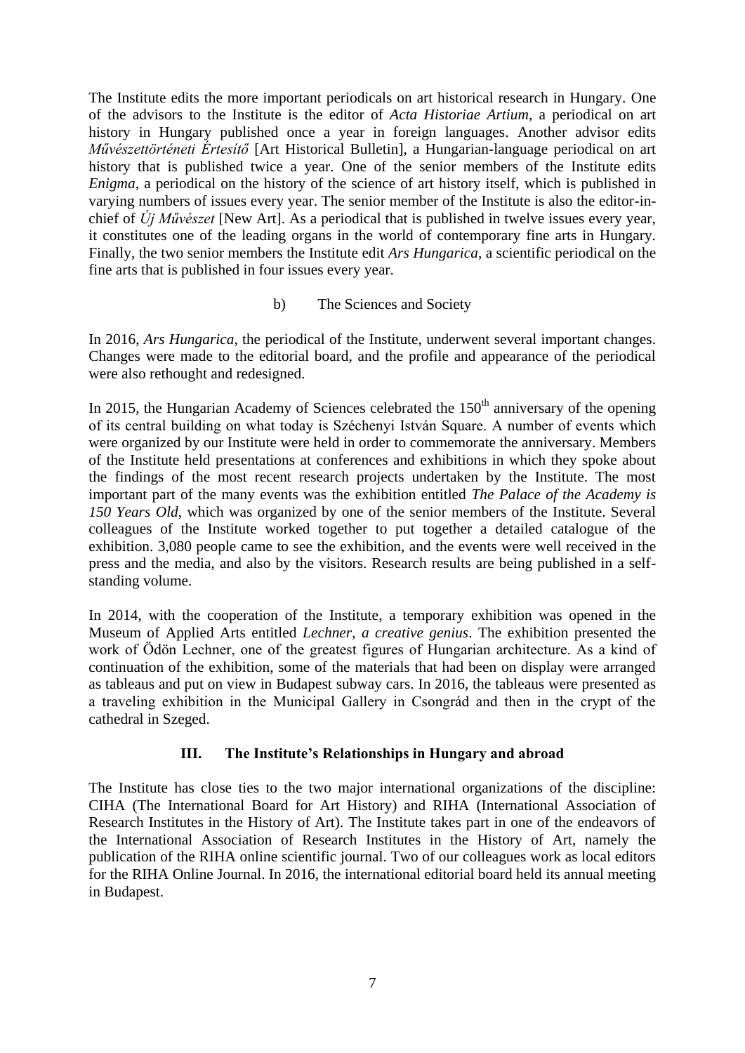The Institute edits the more important periodicals on art historical research in Hungary. One of the advisors to the Institute is the editor of *Acta Historiae Artium*, a periodical on art history in Hungary published once a year in foreign languages. Another advisor edits *Művészettörténeti Értesítő* [Art Historical Bulletin], a Hungarian-language periodical on art history that is published twice a year. One of the senior members of the Institute edits *Enigma*, a periodical on the history of the science of art history itself, which is published in varying numbers of issues every year. The senior member of the Institute is also the editor-in-chief of *Új Művészet* [New Art]. As a periodical that is published in twelve issues every year, it constitutes one of the leading organs in the world of contemporary fine arts in Hungary. Finally, the two senior members the Institute edit *Ars Hungarica*, a scientific periodical on the fine arts that is published in four issues every year.

b) The Sciences and Society

In 2016, *Ars Hungarica*, the periodical of the Institute, underwent several important changes. Changes were made to the editorial board, and the profile and appearance of the periodical were also rethought and redesigned.

In 2015, the Hungarian Academy of Sciences celebrated the 150$^{th}$ anniversary of the opening of its central building on what today is Széchenyi István Square. A number of events which were organized by our Institute were held in order to commemorate the anniversary. Members of the Institute held presentations at conferences and exhibitions in which they spoke about the findings of the most recent research projects undertaken by the Institute. The most important part of the many events was the exhibition entitled *The Palace of the Academy is 150 Years Old*, which was organized by one of the senior members of the Institute. Several colleagues of the Institute worked together to put together a detailed catalogue of the exhibition. 3,080 people came to see the exhibition, and the events were well received in the press and the media, and also by the visitors. Research results are being published in a self-standing volume.

In 2014, with the cooperation of the Institute, a temporary exhibition was opened in the Museum of Applied Arts entitled *Lechner, a creative genius*. The exhibition presented the work of Ödön Lechner, one of the greatest figures of Hungarian architecture. As a kind of continuation of the exhibition, some of the materials that had been on display were arranged as tableaus and put on view in Budapest subway cars. In 2016, the tableaus were presented as a traveling exhibition in the Municipal Gallery in Csongrád and then in the crypt of the cathedral in Szeged.

## III. The Institute's Relationships in Hungary and abroad

The Institute has close ties to the two major international organizations of the discipline: CIHA (The International Board for Art History) and RIHA (International Association of Research Institutes in the History of Art). The Institute takes part in one of the endeavors of the International Association of Research Institutes in the History of Art, namely the publication of the RIHA online scientific journal. Two of our colleagues work as local editors for the RIHA Online Journal. In 2016, the international editorial board held its annual meeting in Budapest.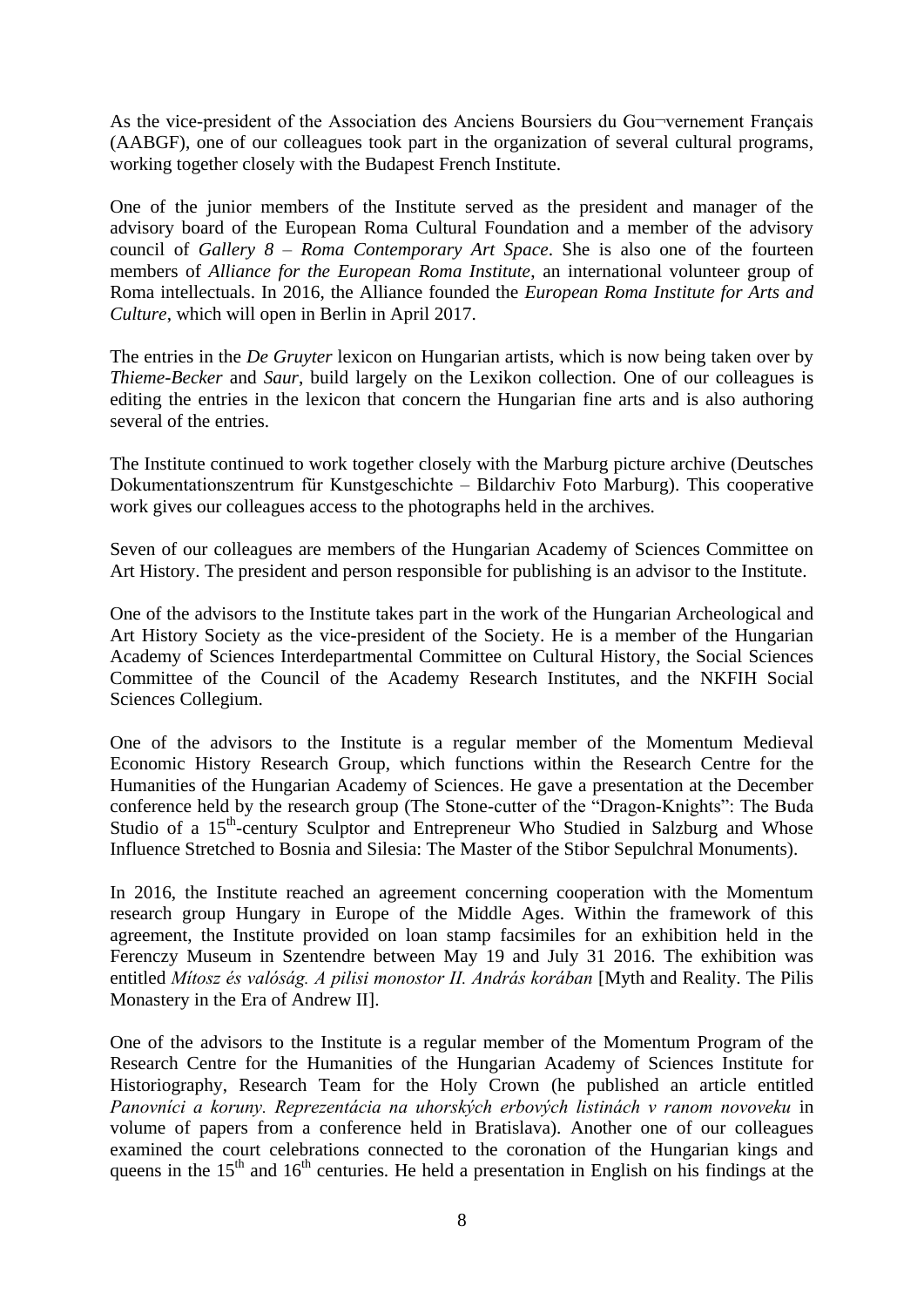As the vice-president of the Association des Anciens Boursiers du Gou¬vernement Français (AABGF), one of our colleagues took part in the organization of several cultural programs, working together closely with the Budapest French Institute.

One of the junior members of the Institute served as the president and manager of the advisory board of the European Roma Cultural Foundation and a member of the advisory council of *Gallery 8 – Roma Contemporary Art Space*. She is also one of the fourteen members of *Alliance for the European Roma Institute*, an international volunteer group of Roma intellectuals. In 2016, the Alliance founded the *European Roma Institute for Arts and Culture*, which will open in Berlin in April 2017.

The entries in the *De Gruyter* lexicon on Hungarian artists, which is now being taken over by *Thieme-Becker* and *Saur*, build largely on the Lexikon collection. One of our colleagues is editing the entries in the lexicon that concern the Hungarian fine arts and is also authoring several of the entries.

The Institute continued to work together closely with the Marburg picture archive (Deutsches Dokumentationszentrum für Kunstgeschichte – Bildarchiv Foto Marburg). This cooperative work gives our colleagues access to the photographs held in the archives.

Seven of our colleagues are members of the Hungarian Academy of Sciences Committee on Art History. The president and person responsible for publishing is an advisor to the Institute.

One of the advisors to the Institute takes part in the work of the Hungarian Archeological and Art History Society as the vice-president of the Society. He is a member of the Hungarian Academy of Sciences Interdepartmental Committee on Cultural History, the Social Sciences Committee of the Council of the Academy Research Institutes, and the NKFIH Social Sciences Collegium.

One of the advisors to the Institute is a regular member of the Momentum Medieval Economic History Research Group, which functions within the Research Centre for the Humanities of the Hungarian Academy of Sciences. He gave a presentation at the December conference held by the research group (The Stone-cutter of the "Dragon-Knights": The Buda Studio of a 15th-century Sculptor and Entrepreneur Who Studied in Salzburg and Whose Influence Stretched to Bosnia and Silesia: The Master of the Stibor Sepulchral Monuments).

In 2016, the Institute reached an agreement concerning cooperation with the Momentum research group Hungary in Europe of the Middle Ages. Within the framework of this agreement, the Institute provided on loan stamp facsimiles for an exhibition held in the Ferenczy Museum in Szentendre between May 19 and July 31 2016. The exhibition was entitled *Mítosz és valóság. A pilisi monostor II. András korában* [Myth and Reality. The Pilis Monastery in the Era of Andrew II].

One of the advisors to the Institute is a regular member of the Momentum Program of the Research Centre for the Humanities of the Hungarian Academy of Sciences Institute for Historiography, Research Team for the Holy Crown (he published an article entitled *Panovníci a koruny. Reprezentácia na uhorských erbových listinách v ranom novoveku* in volume of papers from a conference held in Bratislava). Another one of our colleagues examined the court celebrations connected to the coronation of the Hungarian kings and queens in the 15th and 16th centuries. He held a presentation in English on his findings at the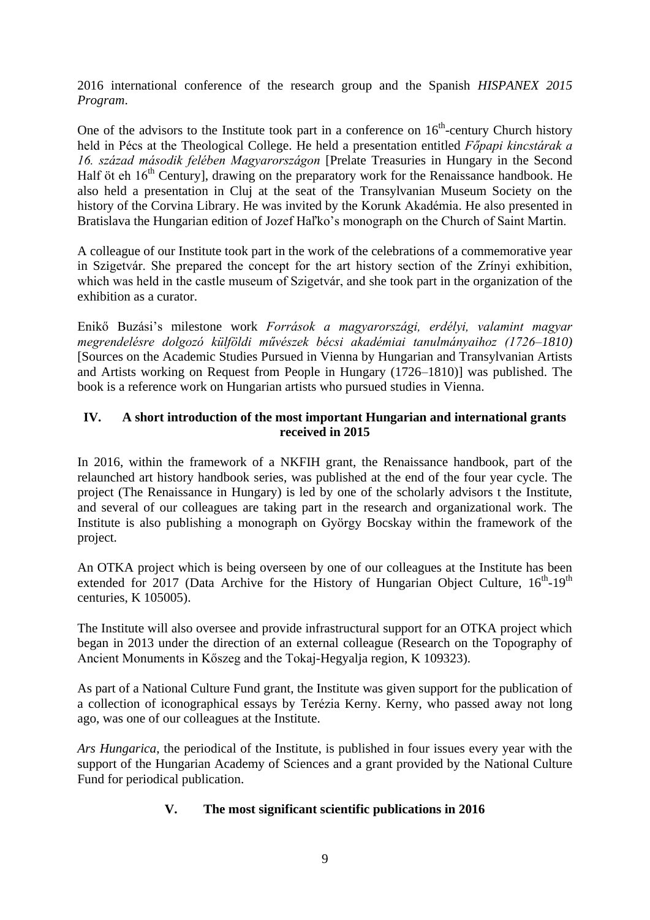2016 international conference of the research group and the Spanish *HISPANEX 2015 Program*.

One of the advisors to the Institute took part in a conference on 16th-century Church history held in Pécs at the Theological College. He held a presentation entitled *Főpapi kincstárak a 16. század második felében Magyarországon* [Prelate Treasuries in Hungary in the Second Half öt eh 16th Century], drawing on the preparatory work for the Renaissance handbook. He also held a presentation in Cluj at the seat of the Transylvanian Museum Society on the history of the Corvina Library. He was invited by the Korunk Akadémia. He also presented in Bratislava the Hungarian edition of Jozef Haľko's monograph on the Church of Saint Martin.

A colleague of our Institute took part in the work of the celebrations of a commemorative year in Szigetvár. She prepared the concept for the art history section of the Zrínyi exhibition, which was held in the castle museum of Szigetvár, and she took part in the organization of the exhibition as a curator.

Enikő Buzási's milestone work *Források a magyarországi, erdélyi, valamint magyar megrendelésre dolgozó külföldi művészek bécsi akadémiai tanulmányaihoz (1726–1810)* [Sources on the Academic Studies Pursued in Vienna by Hungarian and Transylvanian Artists and Artists working on Request from People in Hungary (1726–1810)] was published. The book is a reference work on Hungarian artists who pursued studies in Vienna.

## IV. A short introduction of the most important Hungarian and international grants received in 2015

In 2016, within the framework of a NKFIH grant, the Renaissance handbook, part of the relaunched art history handbook series, was published at the end of the four year cycle. The project (The Renaissance in Hungary) is led by one of the scholarly advisors t the Institute, and several of our colleagues are taking part in the research and organizational work. The Institute is also publishing a monograph on György Bocskay within the framework of the project.

An OTKA project which is being overseen by one of our colleagues at the Institute has been extended for 2017 (Data Archive for the History of Hungarian Object Culture, 16th-19th centuries, K 105005).

The Institute will also oversee and provide infrastructural support for an OTKA project which began in 2013 under the direction of an external colleague (Research on the Topography of Ancient Monuments in Kőszeg and the Tokaj-Hegyalja region, K 109323).

As part of a National Culture Fund grant, the Institute was given support for the publication of a collection of iconographical essays by Terézia Kerny. Kerny, who passed away not long ago, was one of our colleagues at the Institute.

*Ars Hungarica*, the periodical of the Institute, is published in four issues every year with the support of the Hungarian Academy of Sciences and a grant provided by the National Culture Fund for periodical publication.

## V. The most significant scientific publications in 2016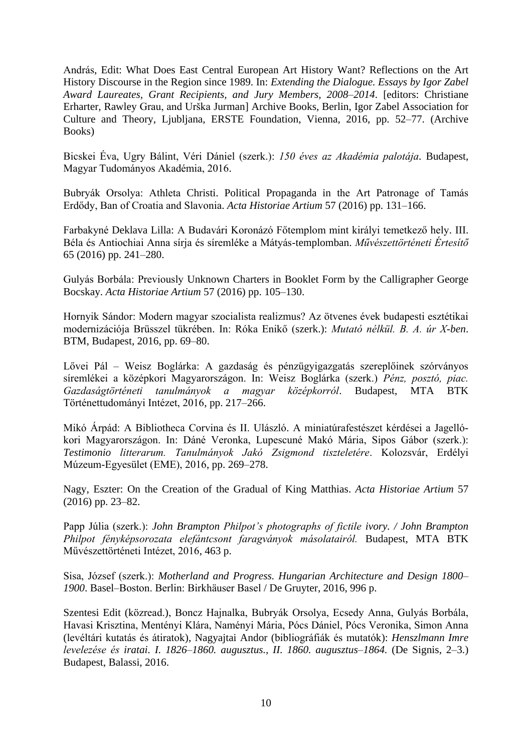András, Edit: What Does East Central European Art History Want? Reflections on the Art History Discourse in the Region since 1989. In: *Extending the Dialogue. Essays by Igor Zabel Award Laureates, Grant Recipients, and Jury Members, 2008–2014*. [editors: Christiane Erharter, Rawley Grau, and Urška Jurman] Archive Books, Berlin, Igor Zabel Association for Culture and Theory, Ljubljana, ERSTE Foundation, Vienna, 2016, pp. 52–77. (Archive Books)

Bicskei Éva, Ugry Bálint, Véri Dániel (szerk.): *150 éves az Akadémia palotája*. Budapest, Magyar Tudományos Akadémia, 2016.

Bubryák Orsolya: Athleta Christi. Political Propaganda in the Art Patronage of Tamás Erdődy, Ban of Croatia and Slavonia. *Acta Historiae Artium* 57 (2016) pp. 131–166.

Farbakyné Deklava Lilla: A Budavári Koronázó Főtemplom mint királyi temetkező hely. III. Béla és Antiochiai Anna sírja és síremléke a Mátyás-templomban. *Művészettörténeti Értesítő* 65 (2016) pp. 241–280.

Gulyás Borbála: Previously Unknown Charters in Booklet Form by the Calligrapher George Bocskay. *Acta Historiae Artium* 57 (2016) pp. 105–130.

Hornyik Sándor: Modern magyar szocialista realizmus? Az ötvenes évek budapesti esztétikai modernizációja Brüsszel tükrében. In: Róka Enikő (szerk.): *Mutató nélkül. B. A. úr X-ben*. BTM, Budapest, 2016, pp. 69–80.

Lővei Pál – Weisz Boglárka: A gazdaság és pénzügyigazgatás szereplőinek szórványos síremlékei a középkori Magyarországon. In: Weisz Boglárka (szerk.) *Pénz, posztó, piac. Gazdaságtörténeti tanulmányok a magyar középkorról*. Budapest, MTA BTK Történettudományi Intézet, 2016, pp. 217–266.

Mikó Árpád: A Bibliotheca Corvina és II. Ulászló. A miniatúrafestészet kérdései a Jagelló-kori Magyarországon. In: Dáné Veronka, Lupescuné Makó Mária, Sipos Gábor (szerk.): *Testimonio litterarum. Tanulmányok Jakó Zsigmond tiszteletére*. Kolozsvár, Erdélyi Múzeum-Egyesület (EME), 2016, pp. 269–278.

Nagy, Eszter: On the Creation of the Gradual of King Matthias. *Acta Historiae Artium* 57 (2016) pp. 23–82.

Papp Júlia (szerk.): *John Brampton Philpot's photographs of fictile ivory. / John Brampton Philpot fényképsorozata elefántcsont faragványok másolatairól.* Budapest, MTA BTK Művészettörténeti Intézet, 2016, 463 p.

Sisa, József (szerk.): *Motherland and Progress. Hungarian Architecture and Design 1800–1900*. Basel–Boston. Berlin: Birkhäuser Basel / De Gruyter, 2016, 996 p.

Szentesi Edit (közread.), Boncz Hajnalka, Bubryák Orsolya, Ecsedy Anna, Gulyás Borbála, Havasi Krisztina, Mentényi Klára, Naményi Mária, Pócs Dániel, Pócs Veronika, Simon Anna (levéltári kutatás és átiratok), Nagyajtai Andor (bibliográfiák és mutatók): *Henszlmann Imre levelezése és iratai. I. 1826–1860. augusztus., II. 1860. augusztus–1864.* (De Signis, 2–3.) Budapest, Balassi, 2016.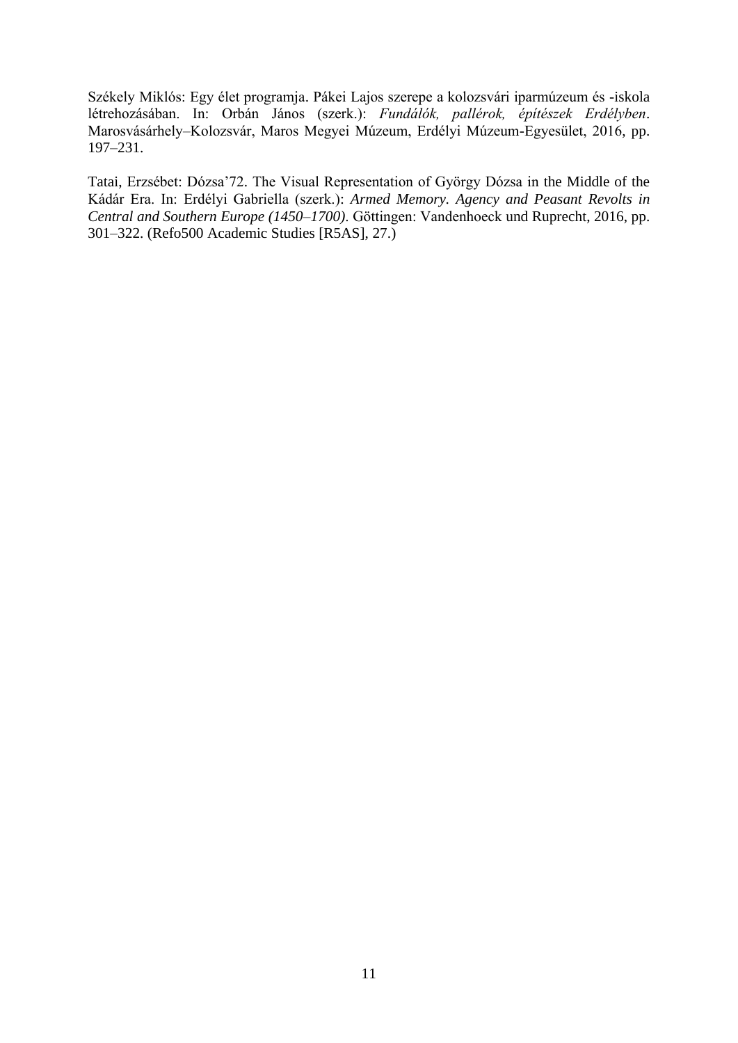Székely Miklós: Egy élet programja. Pákei Lajos szerepe a kolozsvári iparmúzeum és -iskola létrehozásában. In: Orbán János (szerk.): *Fundálók, pallérok, építészek Erdélyben*. Marosvásárhely–Kolozsvár, Maros Megyei Múzeum, Erdélyi Múzeum-Egyesület, 2016, pp. 197–231.

Tatai, Erzsébet: Dózsa'72. The Visual Representation of György Dózsa in the Middle of the Kádár Era. In: Erdélyi Gabriella (szerk.): *Armed Memory. Agency and Peasant Revolts in Central and Southern Europe (1450–1700)*. Göttingen: Vandenhoeck und Ruprecht, 2016, pp. 301–322. (Refo500 Academic Studies [R5AS], 27.)